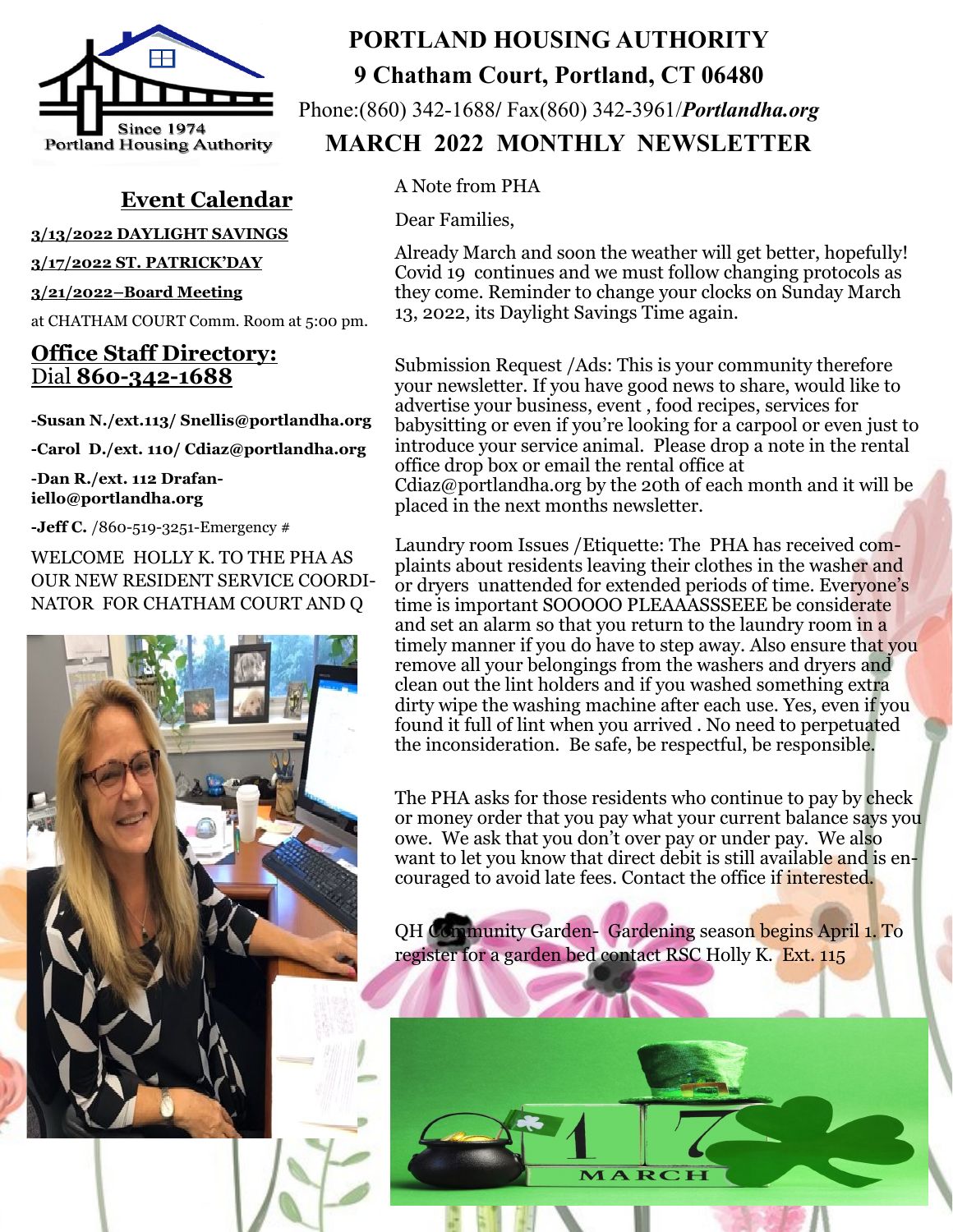# PORTLAND HOUSING AUTHORITY

## 9 Chatham Court, Portland, CT 06480

Phone:(860) 342-1688/ Fax(860) 342-3961/***Portlandha.org***

## MARCH 2022 MONTHLY NEWSLETTER

Since 1974
Portland Housing Authority

## Event Calendar

**3/13/2022 DAYLIGHT SAVINGS**

**3/17/2022 ST. PATRICK'DAY**

**3/21/2022–Board Meeting**

at CHATHAM COURT Comm. Room at 5:00 pm.

## Office Staff Directory:

Dial **860-342-1688**

**-Susan N./ext.113/ Snellis@portlandha.org**

**-Carol D./ext. 110/ Cdiaz@portlandha.org**

**-Dan R./ext. 112 Drafaniello@portlandha.org**

**-Jeff C.** /860-519-3251-Emergency #

WELCOME HOLLY K. TO THE PHA AS OUR NEW RESIDENT SERVICE COORDINATOR FOR CHATHAM COURT AND Q

A Note from PHA

Dear Families,

Already March and soon the weather will get better, hopefully! Covid 19 continues and we must follow changing protocols as they come. Reminder to change your clocks on Sunday March 13, 2022, its Daylight Savings Time again.

Submission Request /Ads: This is your community therefore your newsletter. If you have good news to share, would like to advertise your business, event , food recipes, services for babysitting or even if you're looking for a carpool or even just to introduce your service animal. Please drop a note in the rental office drop box or email the rental office at Cdiaz@portlandha.org by the 20th of each month and it will be placed in the next months newsletter.

Laundry room Issues /Etiquette: The PHA has received complaints about residents leaving their clothes in the washer and or dryers unattended for extended periods of time. Everyone's time is important SOOOOO PLEAAASSSEE be considerate and set an alarm so that you return to the laundry room in a timely manner if you do have to step away. Also ensure that you remove all your belongings from the washers and dryers and clean out the lint holders and if you washed something extra dirty wipe the washing machine after each use. Yes, even if you found it full of lint when you arrived . No need to perpetuated the inconsideration. Be safe, be respectful, be responsible.

The PHA asks for those residents who continue to pay by check or money order that you pay what your current balance says you owe. We ask that you don't over pay or under pay. We also want to let you know that direct debit is still available and is encouraged to avoid late fees. Contact the office if interested.

QH Community Garden- Gardening season begins April 1. To register for a garden bed contact RSC Holly K. Ext. 115

17 MARCH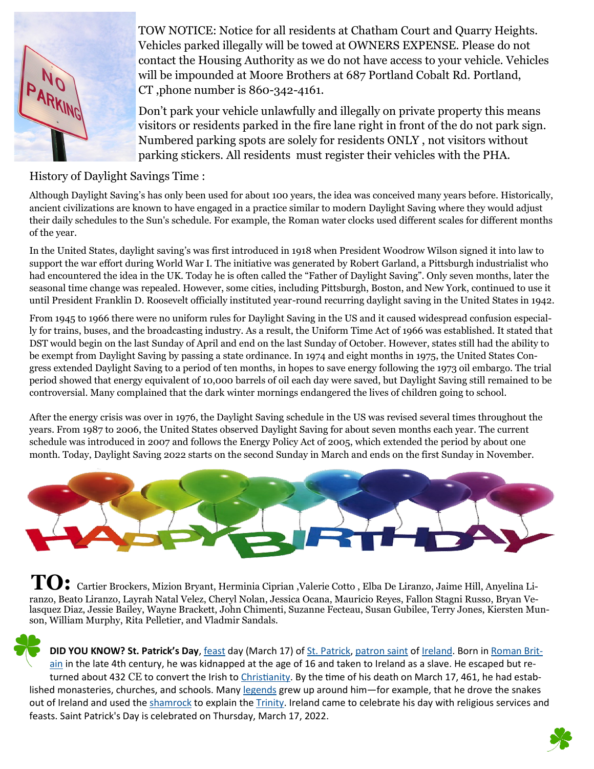TOW NOTICE: Notice for all residents at Chatham Court and Quarry Heights. Vehicles parked illegally will be towed at OWNERS EXPENSE. Please do not contact the Housing Authority as we do not have access to your vehicle. Vehicles will be impounded at Moore Brothers at 687 Portland Cobalt Rd. Portland, CT ,phone number is 860-342-4161.

Don't park your vehicle unlawfully and illegally on private property this means visitors or residents parked in the fire lane right in front of the do not park sign. Numbered parking spots are solely for residents ONLY , not visitors without parking stickers. All residents must register their vehicles with the PHA.

## History of Daylight Savings Time :

Although Daylight Saving's has only been used for about 100 years, the idea was conceived many years before. Historically, ancient civilizations are known to have engaged in a practice similar to modern Daylight Saving where they would adjust their daily schedules to the Sun's schedule. For example, the Roman water clocks used different scales for different months of the year.

In the United States, daylight saving's was first introduced in 1918 when President Woodrow Wilson signed it into law to support the war effort during World War I. The initiative was generated by Robert Garland, a Pittsburgh industrialist who had encountered the idea in the UK. Today he is often called the "Father of Daylight Saving". Only seven months, later the seasonal time change was repealed. However, some cities, including Pittsburgh, Boston, and New York, continued to use it until President Franklin D. Roosevelt officially instituted year-round recurring daylight saving in the United States in 1942.

From 1945 to 1966 there were no uniform rules for Daylight Saving in the US and it caused widespread confusion especially for trains, buses, and the broadcasting industry. As a result, the Uniform Time Act of 1966 was established. It stated that DST would begin on the last Sunday of April and end on the last Sunday of October. However, states still had the ability to be exempt from Daylight Saving by passing a state ordinance. In 1974 and eight months in 1975, the United States Congress extended Daylight Saving to a period of ten months, in hopes to save energy following the 1973 oil embargo. The trial period showed that energy equivalent of 10,000 barrels of oil each day were saved, but Daylight Saving still remained to be controversial. Many complained that the dark winter mornings endangered the lives of children going to school.

After the energy crisis was over in 1976, the Daylight Saving schedule in the US was revised several times throughout the years. From 1987 to 2006, the United States observed Daylight Saving for about seven months each year. The current schedule was introduced in 2007 and follows the Energy Policy Act of 2005, which extended the period by about one month. Today, Daylight Saving 2022 starts on the second Sunday in March and ends on the first Sunday in November.

HAPPY BIRTHDAY

**TO:** Cartier Brockers, Mizion Bryant, Herminia Ciprian ,Valerie Cotto , Elba De Liranzo, Jaime Hill, Anyelina Liranzo, Beato Liranzo, Layrah Natal Velez, Cheryl Nolan, Jessica Ocana, Mauricio Reyes, Fallon Stagni Russo, Bryan Velasquez Diaz, Jessie Bailey, Wayne Brackett, John Chimenti, Suzanne Fecteau, Susan Gubilee, Terry Jones, Kiersten Munson, William Murphy, Rita Pelletier, and Vladmir Sandals.

**DID YOU KNOW? St. Patrick's Day**, feast day (March 17) of St. Patrick, patron saint of Ireland. Born in Roman Britain in the late 4th century, he was kidnapped at the age of 16 and taken to Ireland as a slave. He escaped but returned about 432 CE to convert the Irish to Christianity. By the time of his death on March 17, 461, he had established monasteries, churches, and schools. Many legends grew up around him—for example, that he drove the snakes out of Ireland and used the shamrock to explain the Trinity. Ireland came to celebrate his day with religious services and feasts. Saint Patrick's Day is celebrated on Thursday, March 17, 2022.